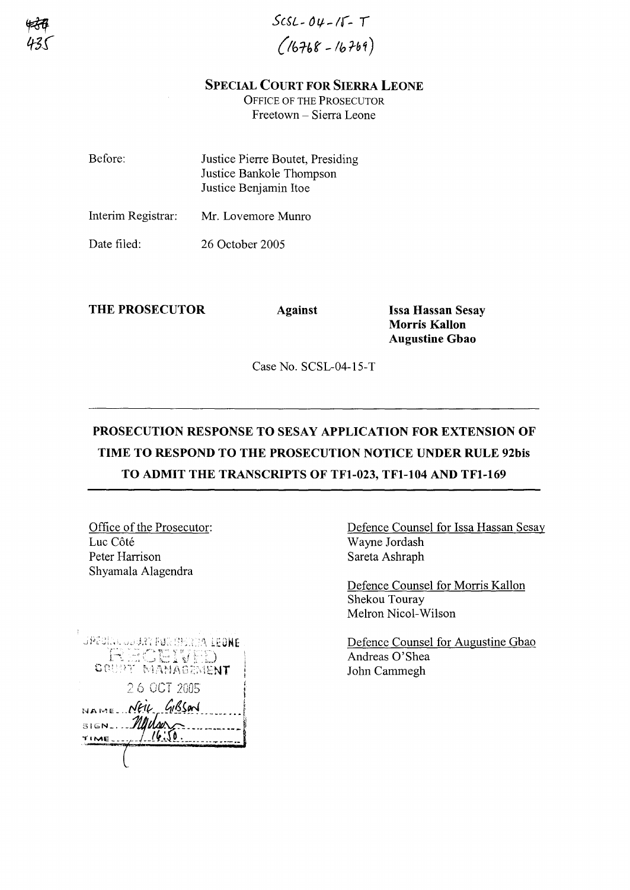SCSL-04-15-T
(16768 - 16769)

**SPECIAL COURT FOR SIERRA LEONE**
OFFICE OF THE PROSECUTOR
Freetown – Sierra Leone

| | |
|---|---|
| Before: | Justice Pierre Boutet, Presiding<br>Justice Bankole Thompson<br>Justice Benjamin Itoe |
| Interim Registrar: | Mr. Lovemore Munro |
| Date filed: | 26 October 2005 |

**THE PROSECUTOR** **Against** **Issa Hassan Sesay**
**Morris Kallon**
**Augustine Gbao**

Case No. SCSL-04-15-T

## PROSECUTION RESPONSE TO SESAY APPLICATION FOR EXTENSION OF TIME TO RESPOND TO THE PROSECUTION NOTICE UNDER RULE 92bis TO ADMIT THE TRANSCRIPTS OF TF1-023, TF1-104 AND TF1-169

Office of the Prosecutor:
Luc Côté
Peter Harrison
Shyamala Alagendra

Defence Counsel for Issa Hassan Sesay
Wayne Jordash
Sareta Ashraph

Defence Counsel for Morris Kallon
Shekou Touray
Melron Nicol-Wilson

Defence Counsel for Augustine Gbao
Andreas O'Shea
John Cammegh

SPECIAL COURT FOR SIERRA LEONE
RECEIVED
COURT MANAGEMENT
26 OCT 2005
NAME: Neil Gibson
SIGN: 
TIME: 16:50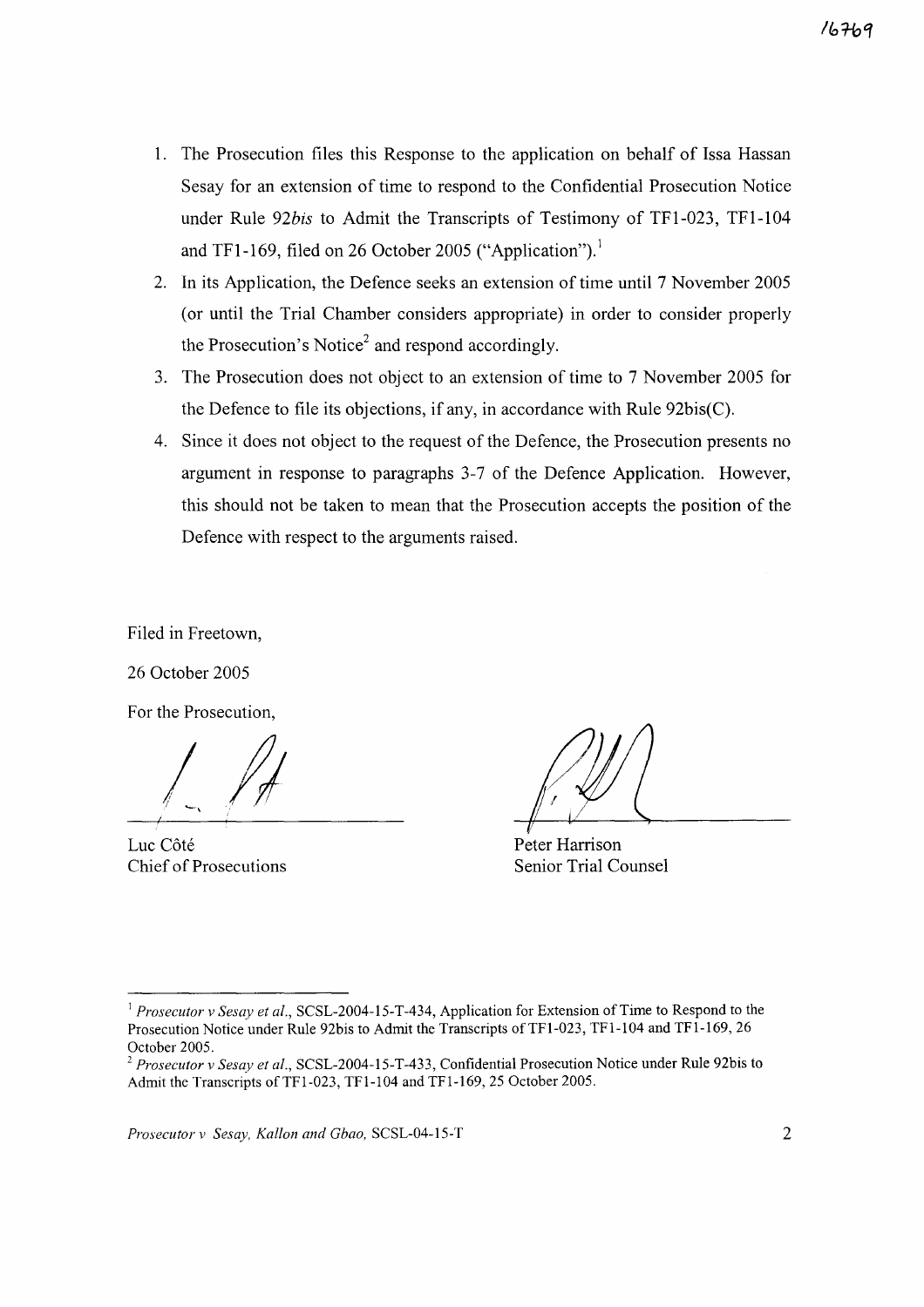1. The Prosecution files this Response to the application on behalf of Issa Hassan Sesay for an extension of time to respond to the Confidential Prosecution Notice under Rule *92bis* to Admit the Transcripts of Testimony of TF1-023, TF1-104 and TF1-169, filed on 26 October 2005 ("Application").[1]
2. In its Application, the Defence seeks an extension of time until 7 November 2005 (or until the Trial Chamber considers appropriate) in order to consider properly the Prosecution's Notice[2] and respond accordingly.
3. The Prosecution does not object to an extension of time to 7 November 2005 for the Defence to file its objections, if any, in accordance with Rule 92bis(C).
4. Since it does not object to the request of the Defence, the Prosecution presents no argument in response to paragraphs 3-7 of the Defence Application. However, this should not be taken to mean that the Prosecution accepts the position of the Defence with respect to the arguments raised.

Filed in Freetown,

26 October 2005

For the Prosecution,

| | |
|---|---|
| Luc Côté | Peter Harrison |
| Chief of Prosecutions | Senior Trial Counsel |

---

[1] *Prosecutor v Sesay et al.*, SCSL-2004-15-T-434, Application for Extension of Time to Respond to the Prosecution Notice under Rule 92bis to Admit the Transcripts of TF1-023, TF1-104 and TF1-169, 26 October 2005.

[2] *Prosecutor v Sesay et al.*, SCSL-2004-15-T-433, Confidential Prosecution Notice under Rule 92bis to Admit the Transcripts of TF1-023, TF1-104 and TF1-169, 25 October 2005.